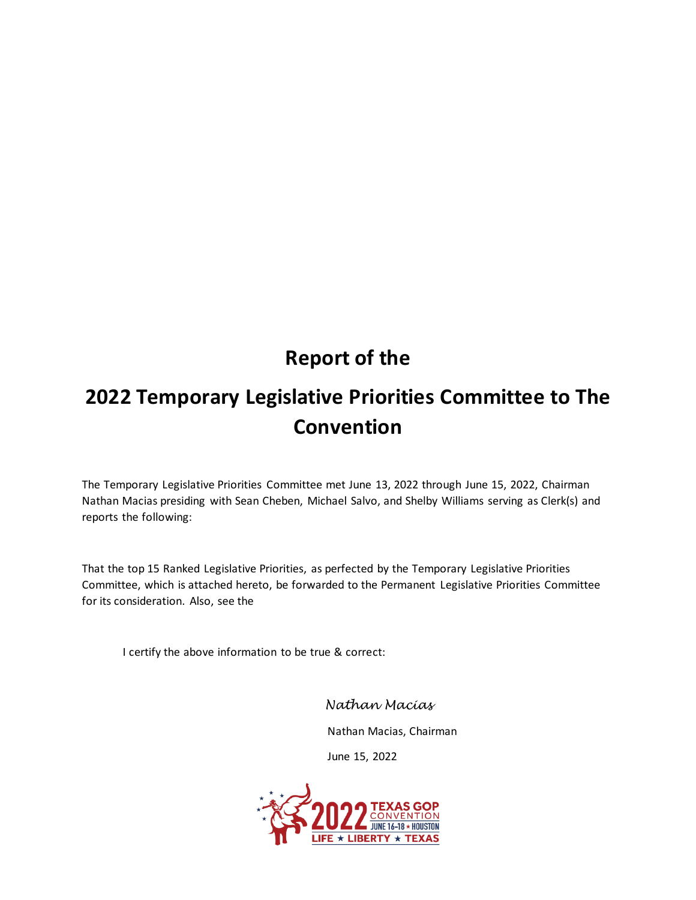# Report of the

# 2022 Temporary Legislative Priorities Committee to The Convention

The Temporary Legislative Priorities Committee met June 13, 2022 through June 15, 2022, Chairman Nathan Macias presiding with Sean Cheben, Michael Salvo, and Shelby Williams serving as Clerk(s) and reports the following:

That the top 15 Ranked Legislative Priorities, as perfected by the Temporary Legislative Priorities Committee, which is attached hereto, be forwarded to the Permanent Legislative Priorities Committee for its consideration. Also, see the

I certify the above information to be true & correct:

*Nathan Macias*

Nathan Macias, Chairman

June 15, 2022

2022 TEXAS GOP CONVENTION JUNE 16-18 ★ HOUSTON
LIFE ★ LIBERTY ★ TEXAS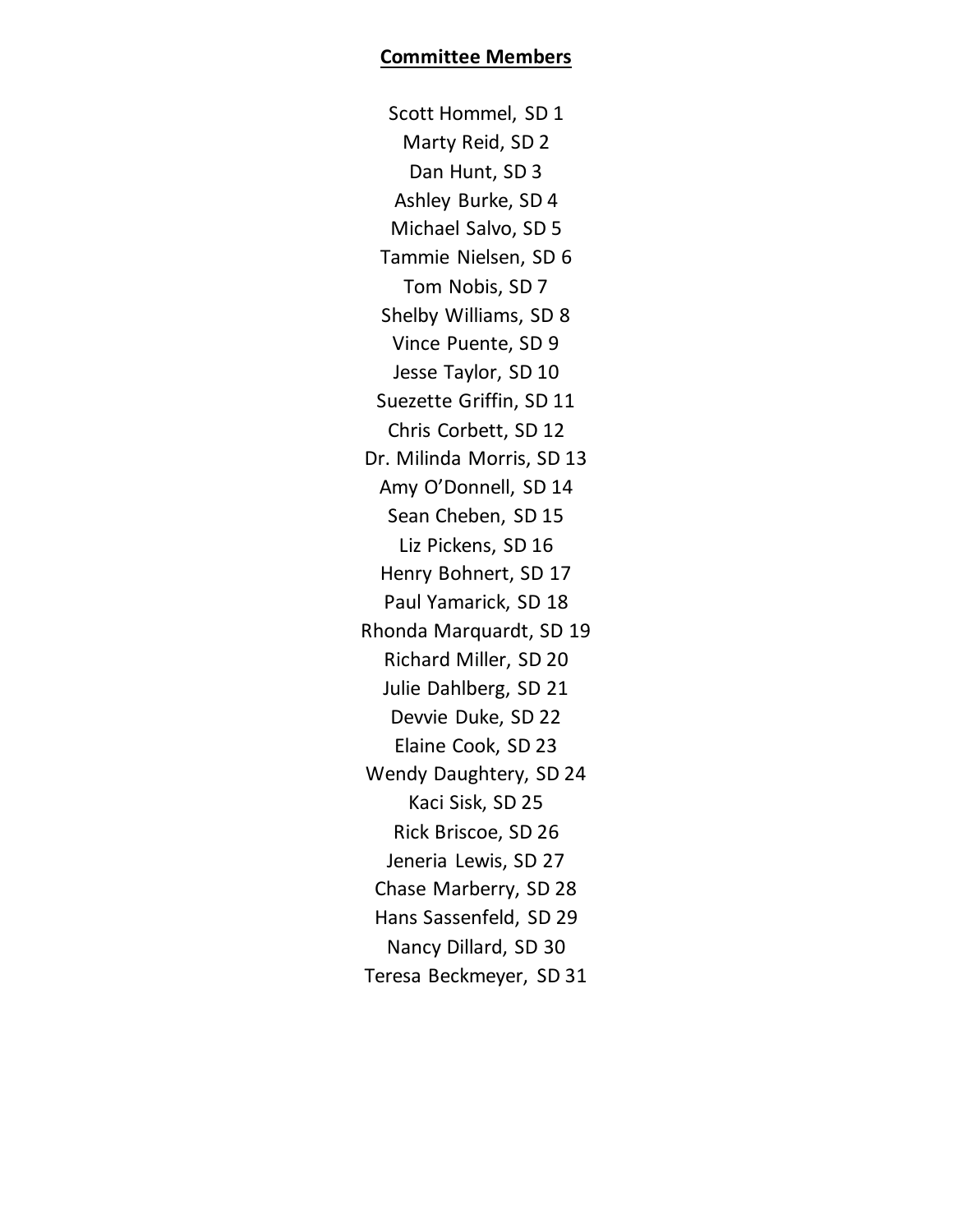**Committee Members**

Scott Hommel, SD 1
Marty Reid, SD 2
Dan Hunt, SD 3
Ashley Burke, SD 4
Michael Salvo, SD 5
Tammie Nielsen, SD 6
Tom Nobis, SD 7
Shelby Williams, SD 8
Vince Puente, SD 9
Jesse Taylor, SD 10
Suezette Griffin, SD 11
Chris Corbett, SD 12
Dr. Milinda Morris, SD 13
Amy O'Donnell, SD 14
Sean Cheben, SD 15
Liz Pickens, SD 16
Henry Bohnert, SD 17
Paul Yamarick, SD 18
Rhonda Marquardt, SD 19
Richard Miller, SD 20
Julie Dahlberg, SD 21
Devvie Duke, SD 22
Elaine Cook, SD 23
Wendy Daughtery, SD 24
Kaci Sisk, SD 25
Rick Briscoe, SD 26
Jeneria Lewis, SD 27
Chase Marberry, SD 28
Hans Sassenfeld, SD 29
Nancy Dillard, SD 30
Teresa Beckmeyer, SD 31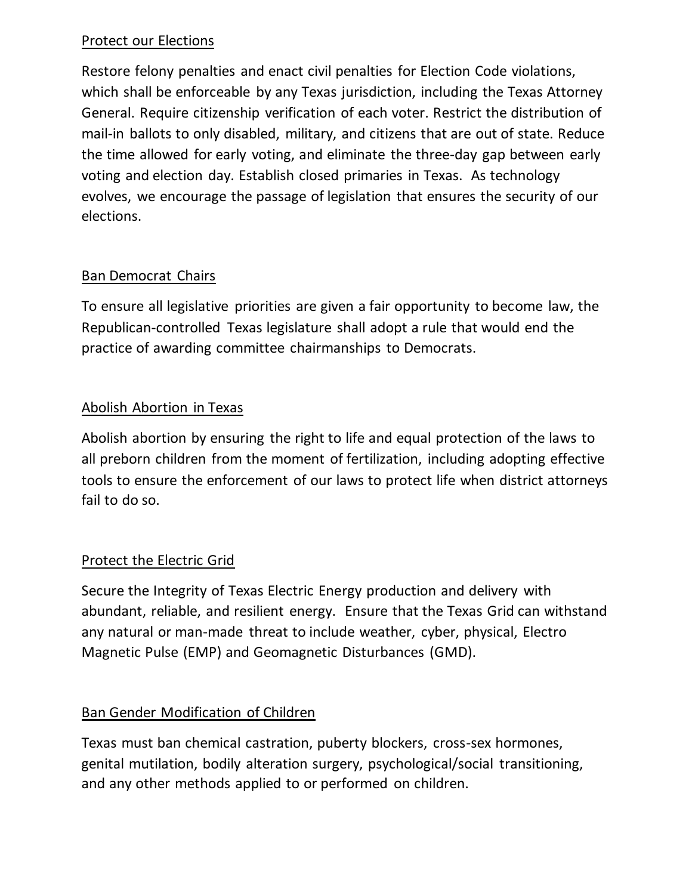## Protect our Elections

Restore felony penalties and enact civil penalties for Election Code violations, which shall be enforceable by any Texas jurisdiction, including the Texas Attorney General. Require citizenship verification of each voter. Restrict the distribution of mail-in ballots to only disabled, military, and citizens that are out of state. Reduce the time allowed for early voting, and eliminate the three-day gap between early voting and election day. Establish closed primaries in Texas. As technology evolves, we encourage the passage of legislation that ensures the security of our elections.

## Ban Democrat Chairs

To ensure all legislative priorities are given a fair opportunity to become law, the Republican-controlled Texas legislature shall adopt a rule that would end the practice of awarding committee chairmanships to Democrats.

## Abolish Abortion in Texas

Abolish abortion by ensuring the right to life and equal protection of the laws to all preborn children from the moment of fertilization, including adopting effective tools to ensure the enforcement of our laws to protect life when district attorneys fail to do so.

## Protect the Electric Grid

Secure the Integrity of Texas Electric Energy production and delivery with abundant, reliable, and resilient energy. Ensure that the Texas Grid can withstand any natural or man-made threat to include weather, cyber, physical, Electro Magnetic Pulse (EMP) and Geomagnetic Disturbances (GMD).

## Ban Gender Modification of Children

Texas must ban chemical castration, puberty blockers, cross-sex hormones, genital mutilation, bodily alteration surgery, psychological/social transitioning, and any other methods applied to or performed on children.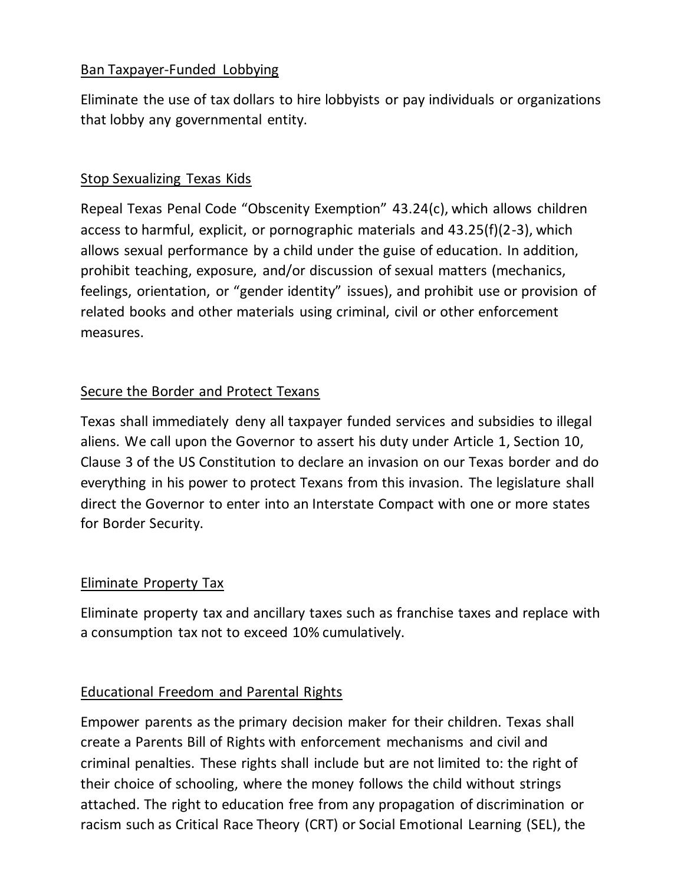## Ban Taxpayer-Funded Lobbying

Eliminate the use of tax dollars to hire lobbyists or pay individuals or organizations that lobby any governmental entity.

## Stop Sexualizing Texas Kids

Repeal Texas Penal Code "Obscenity Exemption" 43.24(c), which allows children access to harmful, explicit, or pornographic materials and 43.25(f)(2-3), which allows sexual performance by a child under the guise of education. In addition, prohibit teaching, exposure, and/or discussion of sexual matters (mechanics, feelings, orientation, or "gender identity" issues), and prohibit use or provision of related books and other materials using criminal, civil or other enforcement measures.

## Secure the Border and Protect Texans

Texas shall immediately deny all taxpayer funded services and subsidies to illegal aliens. We call upon the Governor to assert his duty under Article 1, Section 10, Clause 3 of the US Constitution to declare an invasion on our Texas border and do everything in his power to protect Texans from this invasion. The legislature shall direct the Governor to enter into an Interstate Compact with one or more states for Border Security.

## Eliminate Property Tax

Eliminate property tax and ancillary taxes such as franchise taxes and replace with a consumption tax not to exceed 10% cumulatively.

## Educational Freedom and Parental Rights

Empower parents as the primary decision maker for their children. Texas shall create a Parents Bill of Rights with enforcement mechanisms and civil and criminal penalties. These rights shall include but are not limited to: the right of their choice of schooling, where the money follows the child without strings attached. The right to education free from any propagation of discrimination or racism such as Critical Race Theory (CRT) or Social Emotional Learning (SEL), the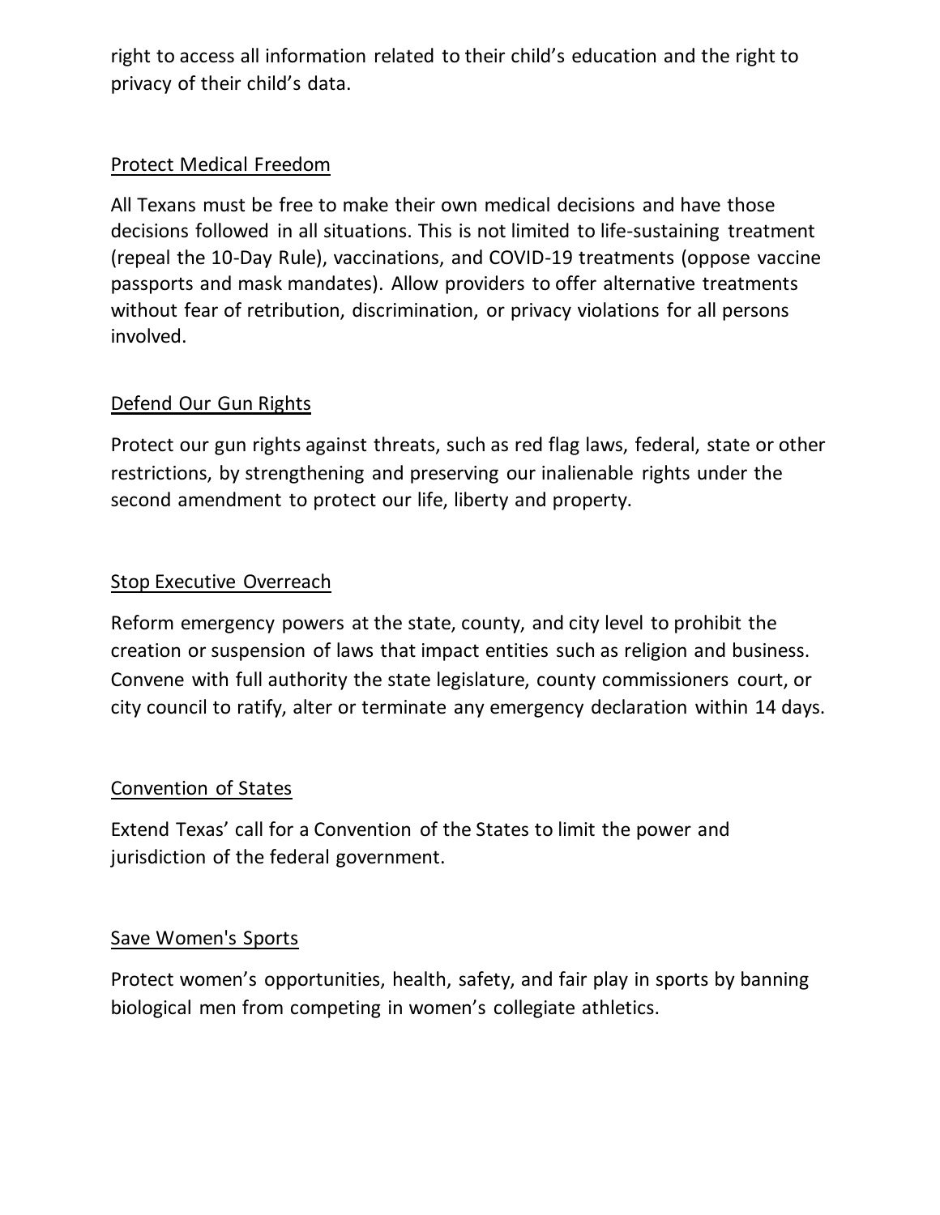right to access all information related to their child's education and the right to privacy of their child's data.

## Protect Medical Freedom

All Texans must be free to make their own medical decisions and have those decisions followed in all situations. This is not limited to life-sustaining treatment (repeal the 10-Day Rule), vaccinations, and COVID-19 treatments (oppose vaccine passports and mask mandates). Allow providers to offer alternative treatments without fear of retribution, discrimination, or privacy violations for all persons involved.

## Defend Our Gun Rights

Protect our gun rights against threats, such as red flag laws, federal, state or other restrictions, by strengthening and preserving our inalienable rights under the second amendment to protect our life, liberty and property.

## Stop Executive Overreach

Reform emergency powers at the state, county, and city level to prohibit the creation or suspension of laws that impact entities such as religion and business. Convene with full authority the state legislature, county commissioners court, or city council to ratify, alter or terminate any emergency declaration within 14 days.

## Convention of States

Extend Texas' call for a Convention of the States to limit the power and jurisdiction of the federal government.

## Save Women's Sports

Protect women's opportunities, health, safety, and fair play in sports by banning biological men from competing in women's collegiate athletics.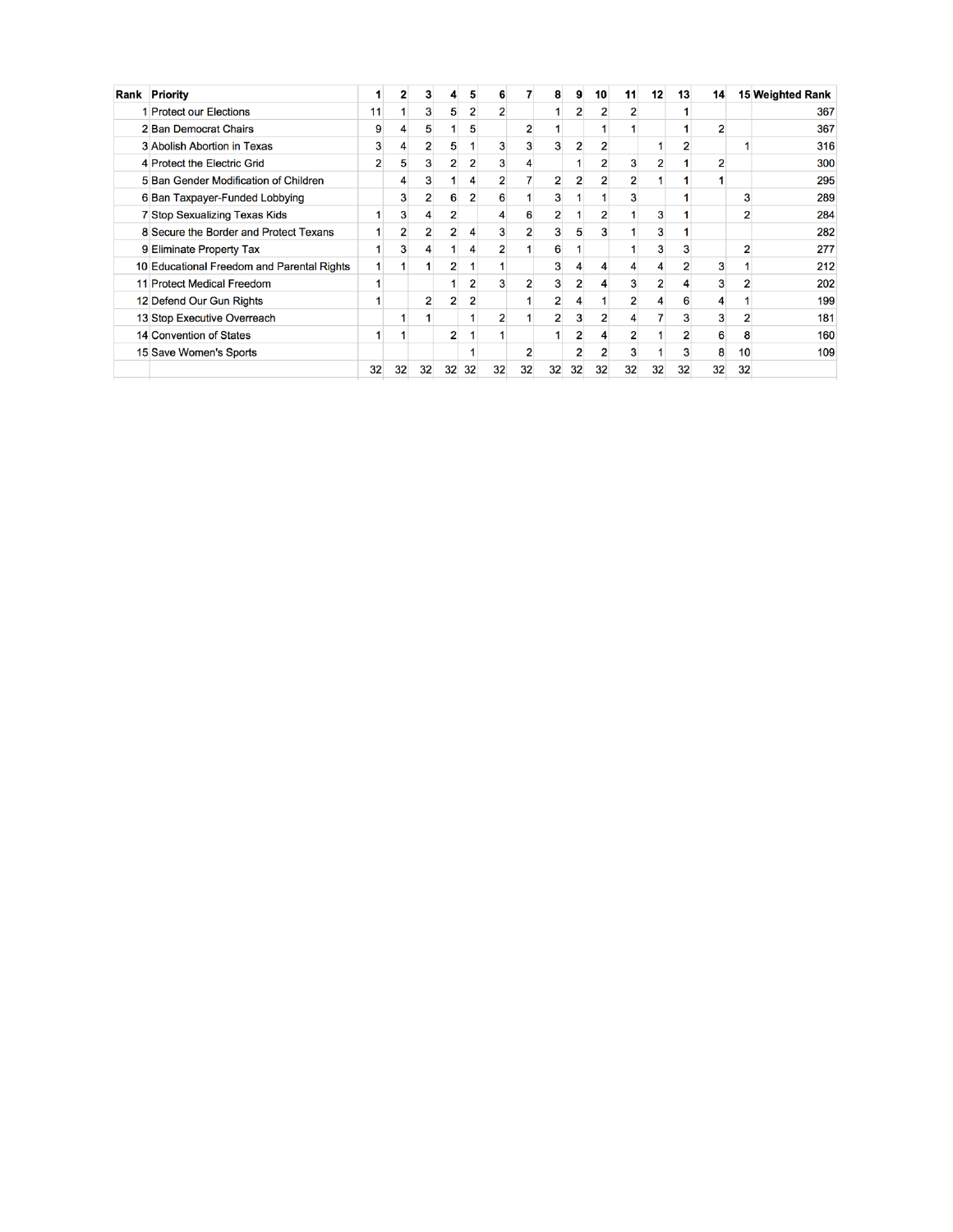| Rank | Priority | 1 | 2 | 3 | 4 | 5 | 6 | 7 | 8 | 9 | 10 | 11 | 12 | 13 | 14 | 15 | Weighted Rank |
|---|---|---|---|---|---|---|---|---|---|---|---|---|---|---|---|---|---|
| 1 | Protect our Elections | 11 | 1 | 3 | 5 | 2 | 2 | | 1 | 2 | 2 | 2 | | 1 | | | 367 |
| 2 | Ban Democrat Chairs | 9 | 4 | 5 | 1 | 5 | | 2 | 1 | | 1 | 1 | | 1 | 2 | | 367 |
| 3 | Abolish Abortion in Texas | 3 | 4 | 2 | 5 | 1 | 3 | 3 | 3 | 2 | 2 | | 1 | 2 | | 1 | 316 |
| 4 | Protect the Electric Grid | 2 | 5 | 3 | 2 | 2 | 3 | 4 | | 1 | 2 | 3 | 2 | 1 | 2 | | 300 |
| 5 | Ban Gender Modification of Children | | 4 | 3 | 1 | 4 | 2 | 7 | 2 | 2 | 2 | 2 | 1 | 1 | 1 | | 295 |
| 6 | Ban Taxpayer-Funded Lobbying | | 3 | 2 | 6 | 2 | 6 | 1 | 3 | 1 | 1 | 3 | | 1 | | 3 | 289 |
| 7 | Stop Sexualizing Texas Kids | 1 | 3 | 4 | 2 | | 4 | 6 | 2 | 1 | 2 | 1 | 3 | 1 | | 2 | 284 |
| 8 | Secure the Border and Protect Texans | 1 | 2 | 2 | 2 | 4 | 3 | 2 | 3 | 5 | 3 | 1 | 3 | 1 | | | 282 |
| 9 | Eliminate Property Tax | 1 | 3 | 4 | 1 | 4 | 2 | 1 | 6 | 1 | | 1 | 3 | 3 | | 2 | 277 |
| 10 | Educational Freedom and Parental Rights | 1 | 1 | 1 | 2 | 1 | 1 | | 3 | 4 | 4 | 4 | 4 | 2 | 3 | 1 | 212 |
| 11 | Protect Medical Freedom | 1 | | | 1 | 2 | 3 | 2 | 3 | 2 | 4 | 3 | 2 | 4 | 3 | 2 | 202 |
| 12 | Defend Our Gun Rights | 1 | | 2 | 2 | 2 | | 1 | 2 | 4 | 1 | 2 | 4 | 6 | 4 | 1 | 199 |
| 13 | Stop Executive Overreach | | 1 | 1 | | 1 | 2 | 1 | 2 | 3 | 2 | 4 | 7 | 3 | 3 | 2 | 181 |
| 14 | Convention of States | 1 | 1 | | 2 | 1 | 1 | | 1 | 2 | 4 | 2 | 1 | 2 | 6 | 8 | 160 |
| 15 | Save Women's Sports | | | | | 1 | | 2 | | 2 | 2 | 3 | 1 | 3 | 8 | 10 | 109 |
| | | 32 | 32 | 32 | 32 | 32 | 32 | 32 | 32 | 32 | 32 | 32 | 32 | 32 | 32 | 32 | |